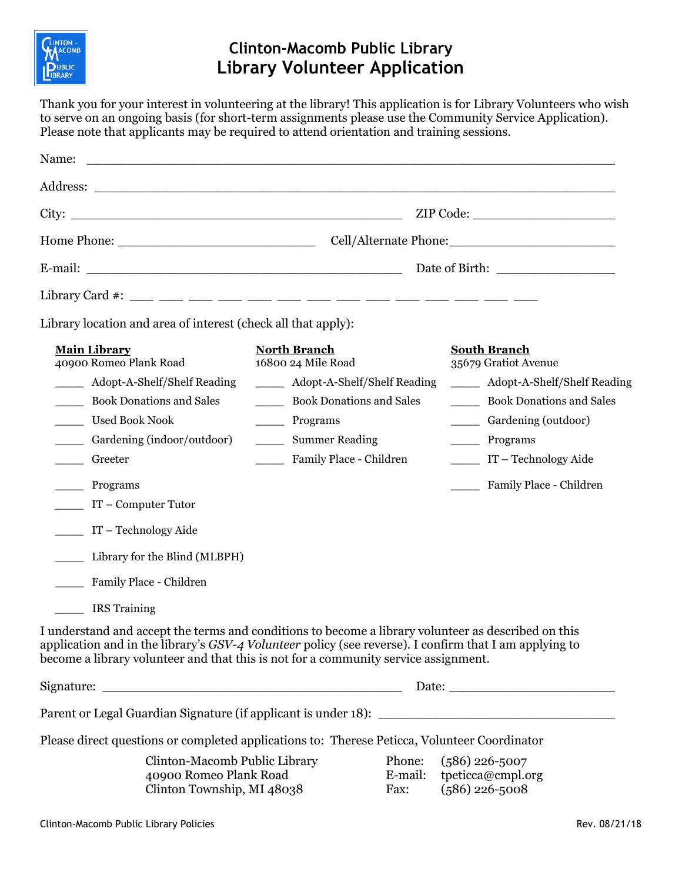# Clinton-Macomb Public Library
## Library Volunteer Application

Thank you for your interest in volunteering at the library! This application is for Library Volunteers who wish to serve on an ongoing basis (for short-term assignments please use the Community Service Application). Please note that applicants may be required to attend orientation and training sessions.

Name: ____________________________________________________________________

Address: __________________________________________________________________

City: ________________________________________ ZIP Code: __________________

Home Phone: __________________________ Cell/Alternate Phone: ____________________

E-mail: _______________________________________ Date of Birth: _______________

Library Card #: ___ ___ ___ ___ ___ ___ ___ ___ ___ ___ ___ ___ ___ ___

Library location and area of interest (check all that apply):

**Main Library**
40900 Romeo Plank Road

_____ Adopt-A-Shelf/Shelf Reading
_____ Book Donations and Sales
_____ Used Book Nook
_____ Gardening (indoor/outdoor)
_____ Greeter
_____ Programs
_____ IT – Computer Tutor
_____ IT – Technology Aide
_____ Library for the Blind (MLBPH)
_____ Family Place - Children
_____ IRS Training

**North Branch**
16800 24 Mile Road

_____ Adopt-A-Shelf/Shelf Reading
_____ Book Donations and Sales
_____ Programs
_____ Summer Reading
_____ Family Place - Children

**South Branch**
35679 Gratiot Avenue

_____ Adopt-A-Shelf/Shelf Reading
_____ Book Donations and Sales
_____ Gardening (outdoor)
_____ Programs
_____ IT – Technology Aide
_____ Family Place - Children

I understand and accept the terms and conditions to become a library volunteer as described on this application and in the library's *GSV-4 Volunteer* policy (see reverse). I confirm that I am applying to become a library volunteer and that this is not for a community service assignment.

Signature: ______________________________________ Date: ______________________

Parent or Legal Guardian Signature (if applicant is under 18): ______________________________

Please direct questions or completed applications to: Therese Peticca, Volunteer Coordinator

Clinton-Macomb Public Library
40900 Romeo Plank Road
Clinton Township, MI 48038

Phone: (586) 226-5007
E-mail: tpeticca@cmpl.org
Fax: (586) 226-5008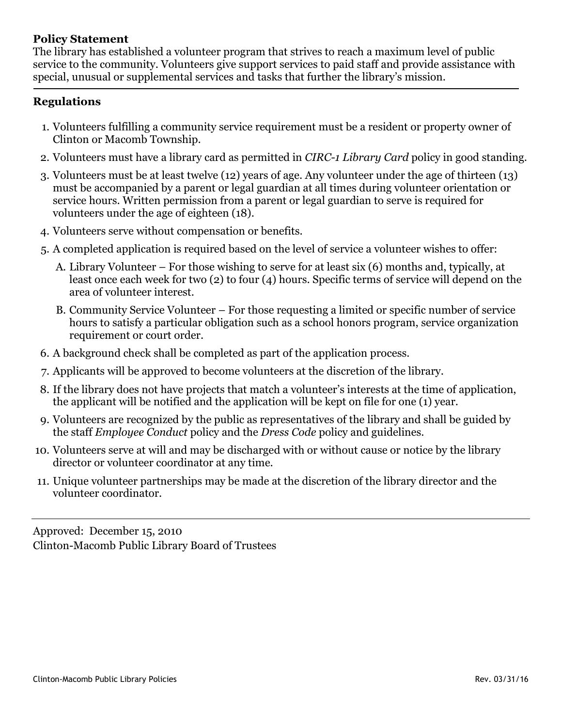**Policy Statement**
The library has established a volunteer program that strives to reach a maximum level of public service to the community. Volunteers give support services to paid staff and provide assistance with special, unusual or supplemental services and tasks that further the library's mission.

---

**Regulations**

1. Volunteers fulfilling a community service requirement must be a resident or property owner of Clinton or Macomb Township.
2. Volunteers must have a library card as permitted in *CIRC-1 Library Card* policy in good standing.
3. Volunteers must be at least twelve (12) years of age. Any volunteer under the age of thirteen (13) must be accompanied by a parent or legal guardian at all times during volunteer orientation or service hours. Written permission from a parent or legal guardian to serve is required for volunteers under the age of eighteen (18).
4. Volunteers serve without compensation or benefits.
5. A completed application is required based on the level of service a volunteer wishes to offer:
   A. Library Volunteer – For those wishing to serve for at least six (6) months and, typically, at least once each week for two (2) to four (4) hours. Specific terms of service will depend on the area of volunteer interest.
   B. Community Service Volunteer – For those requesting a limited or specific number of service hours to satisfy a particular obligation such as a school honors program, service organization requirement or court order.
6. A background check shall be completed as part of the application process.
7. Applicants will be approved to become volunteers at the discretion of the library.
8. If the library does not have projects that match a volunteer's interests at the time of application, the applicant will be notified and the application will be kept on file for one (1) year.
9. Volunteers are recognized by the public as representatives of the library and shall be guided by the staff *Employee Conduct* policy and the *Dress Code* policy and guidelines.
10. Volunteers serve at will and may be discharged with or without cause or notice by the library director or volunteer coordinator at any time.
11. Unique volunteer partnerships may be made at the discretion of the library director and the volunteer coordinator.

---

Approved: December 15, 2010
Clinton-Macomb Public Library Board of Trustees